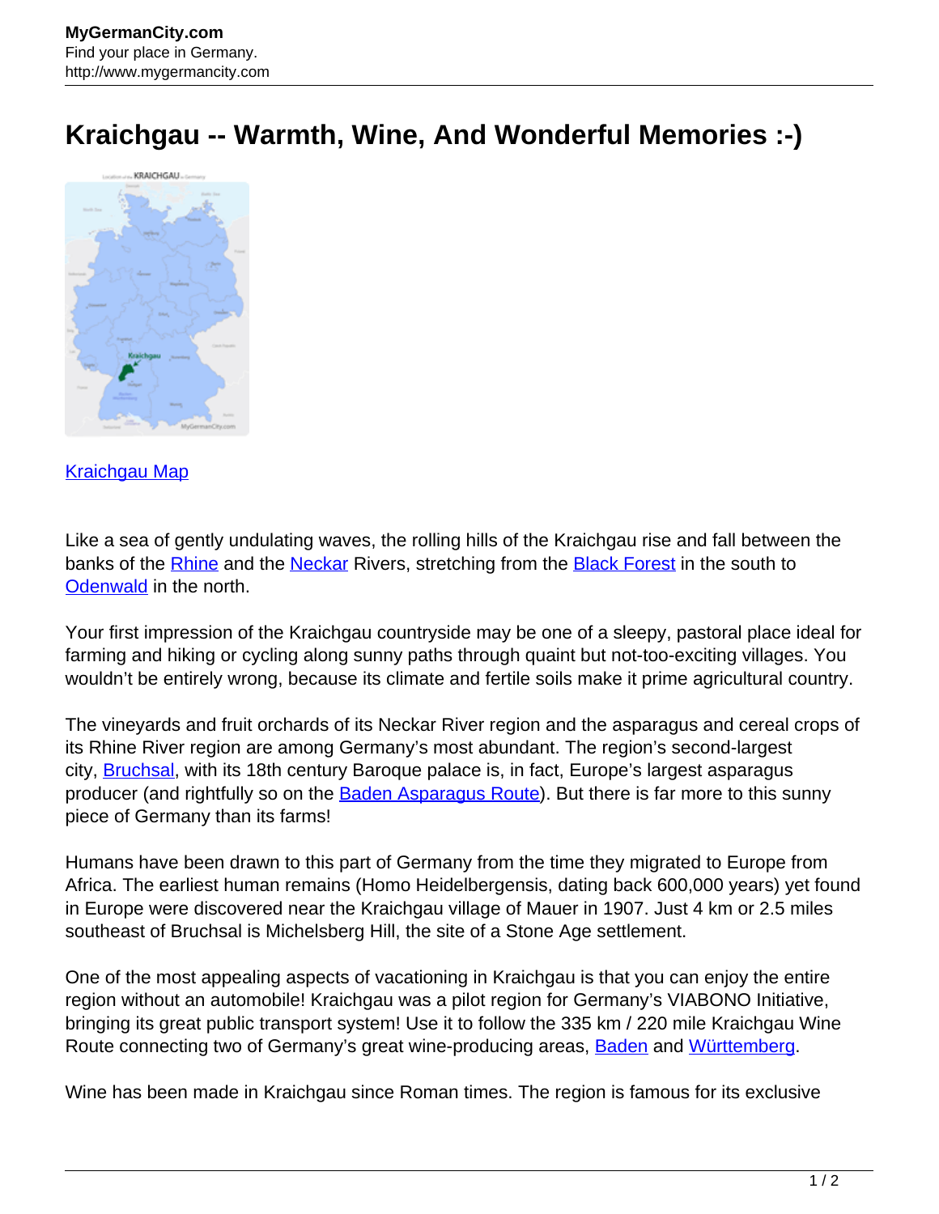# Kraichgau -- Warmth, Wine, And Wonderful Memories :-)

Kraichgau Map

Like a sea of gently undulating waves, the rolling hills of the Kraichgau rise and fall between the banks of the Rhine and the Neckar Rivers, stretching from the Black Forest in the south to Odenwald in the north.

Your first impression of the Kraichgau countryside may be one of a sleepy, pastoral place ideal for farming and hiking or cycling along sunny paths through quaint but not-too-exciting villages. You wouldn't be entirely wrong, because its climate and fertile soils make it prime agricultural country.

The vineyards and fruit orchards of its Neckar River region and the asparagus and cereal crops of its Rhine River region are among Germany's most abundant. The region's second-largest city, Bruchsal, with its 18th century Baroque palace is, in fact, Europe's largest asparagus producer (and rightfully so on the Baden Asparagus Route). But there is far more to this sunny piece of Germany than its farms!

Humans have been drawn to this part of Germany from the time they migrated to Europe from Africa. The earliest human remains (Homo Heidelbergensis, dating back 600,000 years) yet found in Europe were discovered near the Kraichgau village of Mauer in 1907. Just 4 km or 2.5 miles southeast of Bruchsal is Michelsberg Hill, the site of a Stone Age settlement.

One of the most appealing aspects of vacationing in Kraichgau is that you can enjoy the entire region without an automobile! Kraichgau was a pilot region for Germany's VIABONO Initiative, bringing its great public transport system! Use it to follow the 335 km / 220 mile Kraichgau Wine Route connecting two of Germany's great wine-producing areas, Baden and Württemberg.

Wine has been made in Kraichgau since Roman times. The region is famous for its exclusive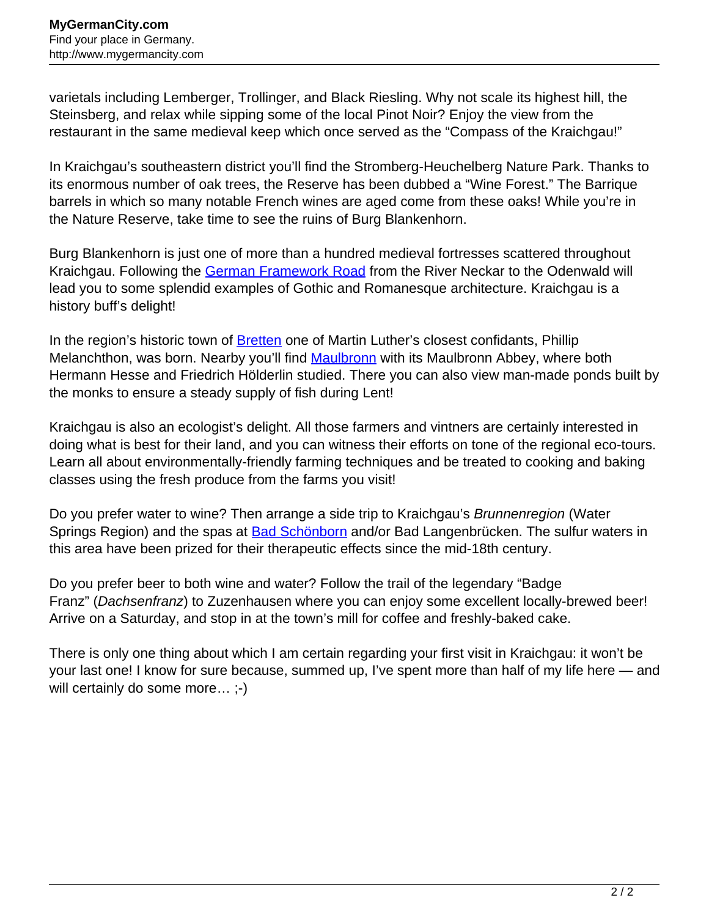varietals including Lemberger, Trollinger, and Black Riesling. Why not scale its highest hill, the Steinsberg, and relax while sipping some of the local Pinot Noir? Enjoy the view from the restaurant in the same medieval keep which once served as the "Compass of the Kraichgau!"

In Kraichgau's southeastern district you'll find the Stromberg-Heuchelberg Nature Park. Thanks to its enormous number of oak trees, the Reserve has been dubbed a "Wine Forest." The Barrique barrels in which so many notable French wines are aged come from these oaks! While you're in the Nature Reserve, take time to see the ruins of Burg Blankenhorn.

Burg Blankenhorn is just one of more than a hundred medieval fortresses scattered throughout Kraichgau. Following the German Framework Road from the River Neckar to the Odenwald will lead you to some splendid examples of Gothic and Romanesque architecture. Kraichgau is a history buff's delight!

In the region's historic town of Bretten one of Martin Luther's closest confidants, Phillip Melanchthon, was born. Nearby you'll find Maulbronn with its Maulbronn Abbey, where both Hermann Hesse and Friedrich Hölderlin studied. There you can also view man-made ponds built by the monks to ensure a steady supply of fish during Lent!

Kraichgau is also an ecologist's delight. All those farmers and vintners are certainly interested in doing what is best for their land, and you can witness their efforts on tone of the regional eco-tours. Learn all about environmentally-friendly farming techniques and be treated to cooking and baking classes using the fresh produce from the farms you visit!

Do you prefer water to wine? Then arrange a side trip to Kraichgau's *Brunnenregion* (Water Springs Region) and the spas at Bad Schönborn and/or Bad Langenbrücken. The sulfur waters in this area have been prized for their therapeutic effects since the mid-18th century.

Do you prefer beer to both wine and water? Follow the trail of the legendary "Badge Franz" (*Dachsenfranz*) to Zuzenhausen where you can enjoy some excellent locally-brewed beer! Arrive on a Saturday, and stop in at the town's mill for coffee and freshly-baked cake.

There is only one thing about which I am certain regarding your first visit in Kraichgau: it won't be your last one! I know for sure because, summed up, I've spent more than half of my life here — and will certainly do some more… ;-)